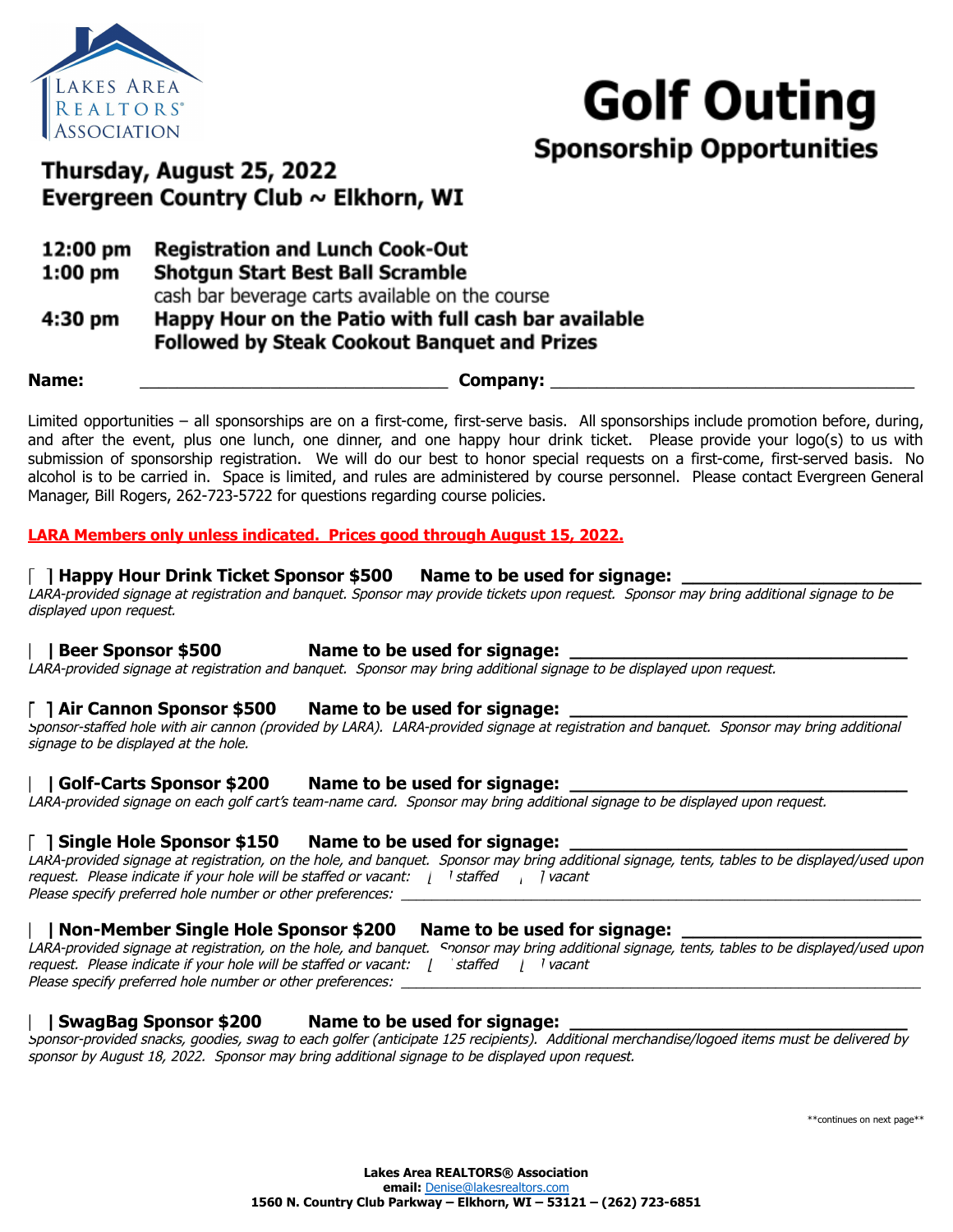Lakes Area REALTORS® Association

# Golf Outing

## Sponsorship Opportunities

**Thursday, August 25, 2022**
**Evergreen Country Club ~ Elkhorn, WI**

**12:00 pm** **Registration and Lunch Cook-Out**
**1:00 pm** **Shotgun Start Best Ball Scramble**
cash bar beverage carts available on the course
**4:30 pm** **Happy Hour on the Patio with full cash bar available**
**Followed by Steak Cookout Banquet and Prizes**

**Name:** ________________________________ **Company:** ______________________________________

Limited opportunities – all sponsorships are on a first-come, first-serve basis. All sponsorships include promotion before, during, and after the event, plus one lunch, one dinner, and one happy hour drink ticket. Please provide your logo(s) to us with submission of sponsorship registration. We will do our best to honor special requests on a first-come, first-served basis. No alcohol is to be carried in. Space is limited, and rules are administered by course personnel. Please contact Evergreen General Manager, Bill Rogers, 262-723-5722 for questions regarding course policies.

**LARA Members only unless indicated. Prices good through August 15, 2022.**

[ ] **Happy Hour Drink Ticket Sponsor $500** **Name to be used for signage:** ______________________
*LARA-provided signage at registration and banquet. Sponsor may provide tickets upon request. Sponsor may bring additional signage to be displayed upon request.*

[ ] **Beer Sponsor $500** **Name to be used for signage:** ________________________________
*LARA-provided signage at registration and banquet. Sponsor may bring additional signage to be displayed upon request.*

[ ] **Air Cannon Sponsor $500** **Name to be used for signage:** ________________________________
*Sponsor-staffed hole with air cannon (provided by LARA). LARA-provided signage at registration and banquet. Sponsor may bring additional signage to be displayed at the hole.*

[ ] **Golf-Carts Sponsor $200** **Name to be used for signage:** ________________________________
*LARA-provided signage on each golf cart's team-name card. Sponsor may bring additional signage to be displayed upon request.*

[ ] **Single Hole Sponsor $150** **Name to be used for signage:** ________________________________
*LARA-provided signage at registration, on the hole, and banquet. Sponsor may bring additional signage, tents, tables to be displayed/used upon request. Please indicate if your hole will be staffed or vacant:* [ ] *staffed* [ ] *vacant*
*Please specify preferred hole number or other preferences:* ______________________________________________________

[ ] **Non-Member Single Hole Sponsor $200** **Name to be used for signage:** ______________________
*LARA-provided signage at registration, on the hole, and banquet. Sponsor may bring additional signage, tents, tables to be displayed/used upon request. Please indicate if your hole will be staffed or vacant:* [ ] *staffed* [ ] *vacant*
*Please specify preferred hole number or other preferences:* ______________________________________________________

[ ] **SwagBag Sponsor $200** **Name to be used for signage:** ________________________________
*Sponsor-provided snacks, goodies, swag to each golfer (anticipate 125 recipients). Additional merchandise/logoed items must be delivered by sponsor by August 18, 2022. Sponsor may bring additional signage to be displayed upon request.*

\*\*continues on next page\*\*

**Lakes Area REALTORS® Association**
**email:** Denise@lakesrealtors.com
**1560 N. Country Club Parkway – Elkhorn, WI – 53121 – (262) 723-6851**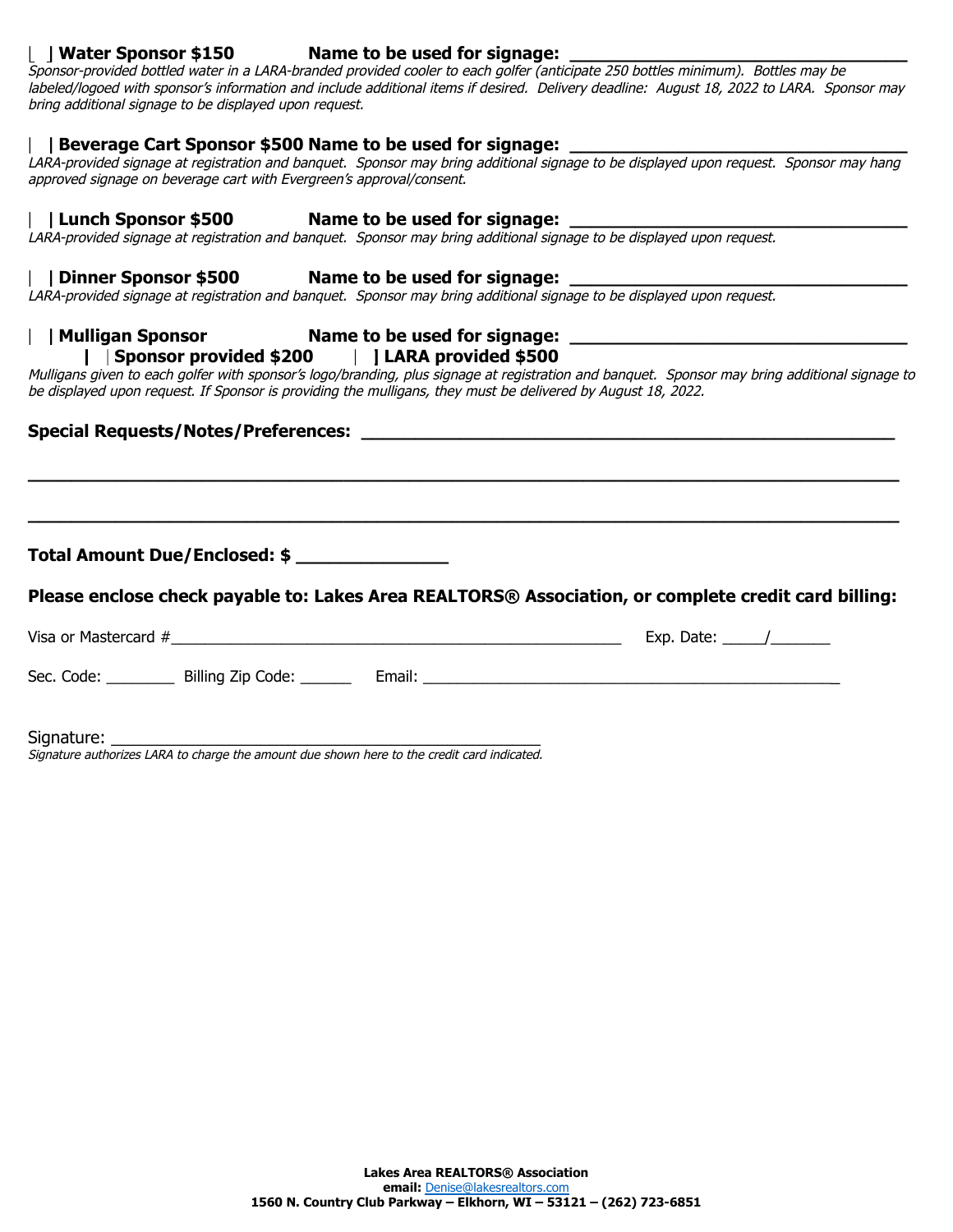[ ] **Water Sponsor $150** **Name to be used for signage: ________________________________**

*Sponsor-provided bottled water in a LARA-branded provided cooler to each golfer (anticipate 250 bottles minimum). Bottles may be labeled/logoed with sponsor's information and include additional items if desired. Delivery deadline: August 18, 2022 to LARA. Sponsor may bring additional signage to be displayed upon request.*

[ ] **Beverage Cart Sponsor $500** **Name to be used for signage: ________________________________**

*LARA-provided signage at registration and banquet. Sponsor may bring additional signage to be displayed upon request. Sponsor may hang approved signage on beverage cart with Evergreen's approval/consent.*

[ ] **Lunch Sponsor $500** **Name to be used for signage: ________________________________**

*LARA-provided signage at registration and banquet. Sponsor may bring additional signage to be displayed upon request.*

[ ] **Dinner Sponsor $500** **Name to be used for signage: ________________________________**

*LARA-provided signage at registration and banquet. Sponsor may bring additional signage to be displayed upon request.*

[ ] **Mulligan Sponsor** **Name to be used for signage: ________________________________**

[ ] **Sponsor provided $200** [ ] **LARA provided $500**

*Mulligans given to each golfer with sponsor's logo/branding, plus signage at registration and banquet. Sponsor may bring additional signage to be displayed upon request. If Sponsor is providing the mulligans, they must be delivered by August 18, 2022.*

**Special Requests/Notes/Preferences: ________________________________________________**

________________________________________________________________________________

________________________________________________________________________________

**Total Amount Due/Enclosed: $ ______________**

**Please enclose check payable to: Lakes Area REALTORS® Association, or complete credit card billing:**

Visa or Mastercard #__________________________________________________ Exp. Date: _____/_______

Sec. Code: ________ Billing Zip Code: ______ Email: ______________________________________________

Signature: ______________________________________________

*Signature authorizes LARA to charge the amount due shown here to the credit card indicated.*

**Lakes Area REALTORS® Association**
**email:** Denise@lakesrealtors.com
**1560 N. Country Club Parkway – Elkhorn, WI – 53121 – (262) 723-6851**